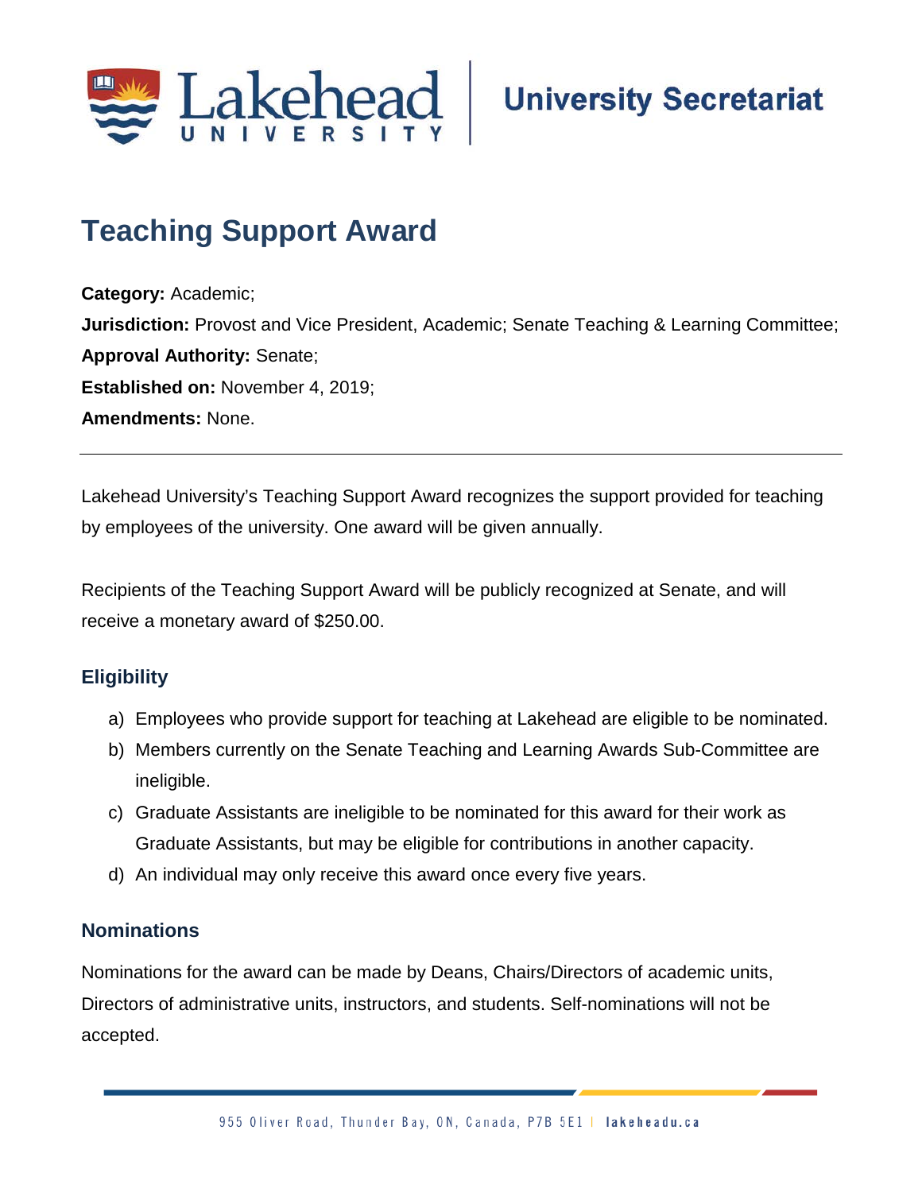# Teaching Support Award

**Category:** Academic;
**Jurisdiction:** Provost and Vice President, Academic; Senate Teaching & Learning Committee;
**Approval Authority:** Senate;
**Established on:** November 4, 2019;
**Amendments:** None.

---

Lakehead University's Teaching Support Award recognizes the support provided for teaching by employees of the university. One award will be given annually.

Recipients of the Teaching Support Award will be publicly recognized at Senate, and will receive a monetary award of $250.00.

## Eligibility

a) Employees who provide support for teaching at Lakehead are eligible to be nominated.
b) Members currently on the Senate Teaching and Learning Awards Sub-Committee are ineligible.
c) Graduate Assistants are ineligible to be nominated for this award for their work as Graduate Assistants, but may be eligible for contributions in another capacity.
d) An individual may only receive this award once every five years.

## Nominations

Nominations for the award can be made by Deans, Chairs/Directors of academic units, Directors of administrative units, instructors, and students. Self-nominations will not be accepted.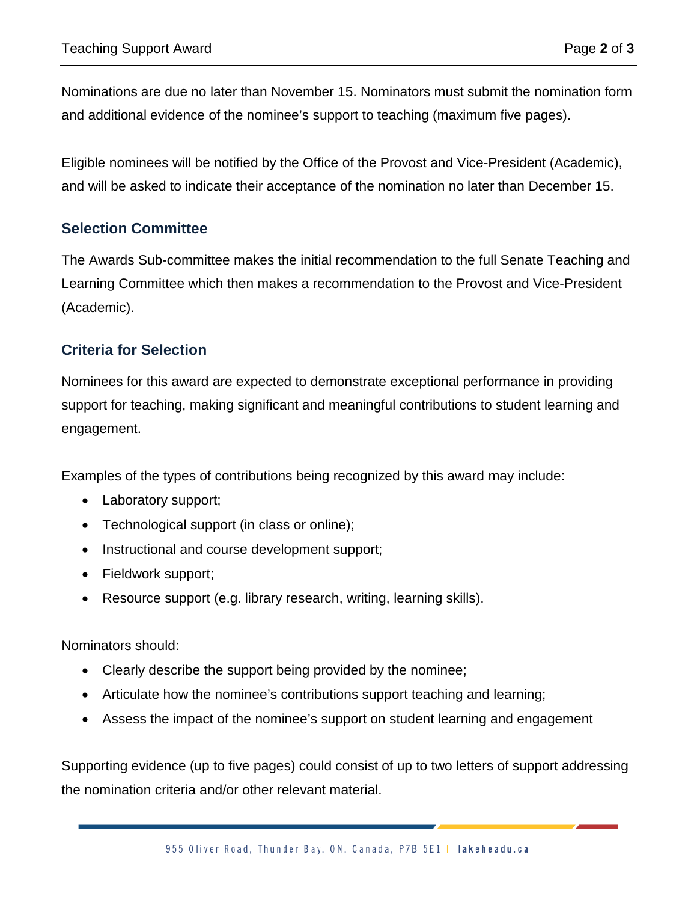Nominations are due no later than November 15. Nominators must submit the nomination form and additional evidence of the nominee's support to teaching (maximum five pages).

Eligible nominees will be notified by the Office of the Provost and Vice-President (Academic), and will be asked to indicate their acceptance of the nomination no later than December 15.

## Selection Committee

The Awards Sub-committee makes the initial recommendation to the full Senate Teaching and Learning Committee which then makes a recommendation to the Provost and Vice-President (Academic).

## Criteria for Selection

Nominees for this award are expected to demonstrate exceptional performance in providing support for teaching, making significant and meaningful contributions to student learning and engagement.

Examples of the types of contributions being recognized by this award may include:

- Laboratory support;
- Technological support (in class or online);
- Instructional and course development support;
- Fieldwork support;
- Resource support (e.g. library research, writing, learning skills).

Nominators should:

- Clearly describe the support being provided by the nominee;
- Articulate how the nominee's contributions support teaching and learning;
- Assess the impact of the nominee's support on student learning and engagement

Supporting evidence (up to five pages) could consist of up to two letters of support addressing the nomination criteria and/or other relevant material.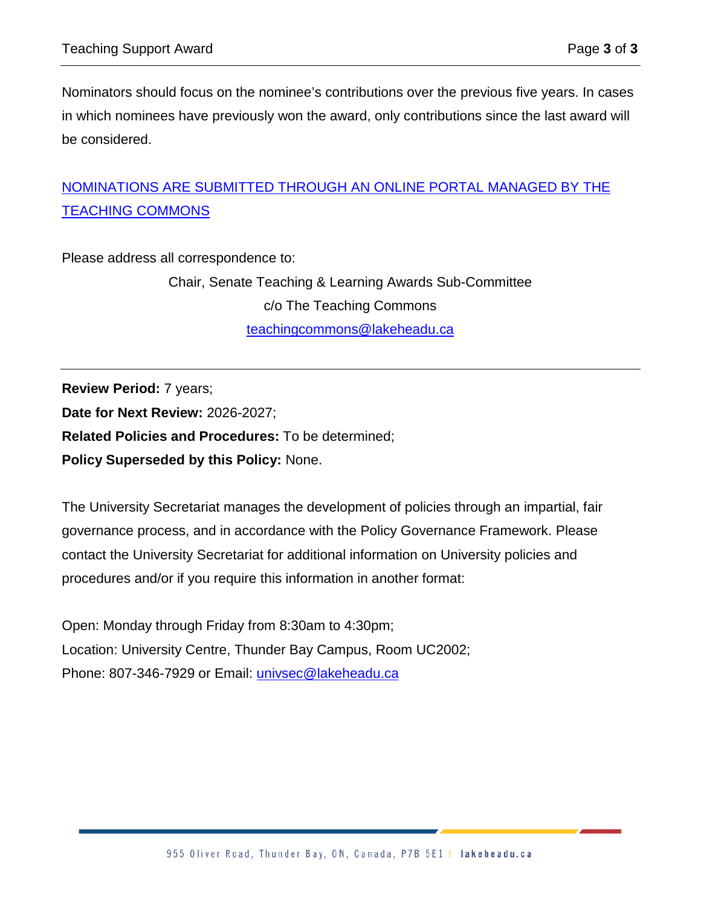Nominators should focus on the nominee's contributions over the previous five years. In cases in which nominees have previously won the award, only contributions since the last award will be considered.

NOMINATIONS ARE SUBMITTED THROUGH AN ONLINE PORTAL MANAGED BY THE TEACHING COMMONS

Please address all correspondence to:

Chair, Senate Teaching & Learning Awards Sub-Committee
c/o The Teaching Commons
teachingcommons@lakeheadu.ca

---

**Review Period:** 7 years;
**Date for Next Review:** 2026-2027;
**Related Policies and Procedures:** To be determined;
**Policy Superseded by this Policy:** None.

The University Secretariat manages the development of policies through an impartial, fair governance process, and in accordance with the Policy Governance Framework. Please contact the University Secretariat for additional information on University policies and procedures and/or if you require this information in another format:

Open: Monday through Friday from 8:30am to 4:30pm;
Location: University Centre, Thunder Bay Campus, Room UC2002;
Phone: 807-346-7929 or Email: univsec@lakeheadu.ca